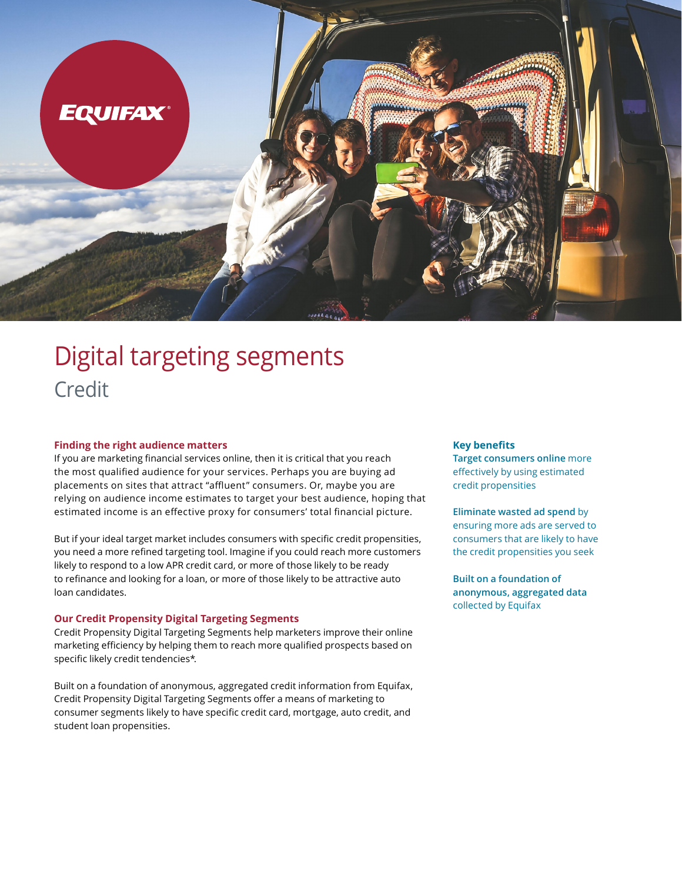# Digital targeting segments

## Credit

### Finding the right audience matters

If you are marketing financial services online, then it is critical that you reach the most qualified audience for your services. Perhaps you are buying ad placements on sites that attract "affluent" consumers. Or, maybe you are relying on audience income estimates to target your best audience, hoping that estimated income is an effective proxy for consumers' total financial picture.

But if your ideal target market includes consumers with specific credit propensities, you need a more refined targeting tool. Imagine if you could reach more customers likely to respond to a low APR credit card, or more of those likely to be ready to refinance and looking for a loan, or more of those likely to be attractive auto loan candidates.

### Our Credit Propensity Digital Targeting Segments

Credit Propensity Digital Targeting Segments help marketers improve their online marketing efficiency by helping them to reach more qualified prospects based on specific likely credit tendencies*.

Built on a foundation of anonymous, aggregated credit information from Equifax, Credit Propensity Digital Targeting Segments offer a means of marketing to consumer segments likely to have specific credit card, mortgage, auto credit, and student loan propensities.

### Key benefits

**Target consumers online** more effectively by using estimated credit propensities

**Eliminate wasted ad spend** by ensuring more ads are served to consumers that are likely to have the credit propensities you seek

**Built on a foundation of anonymous, aggregated data** collected by Equifax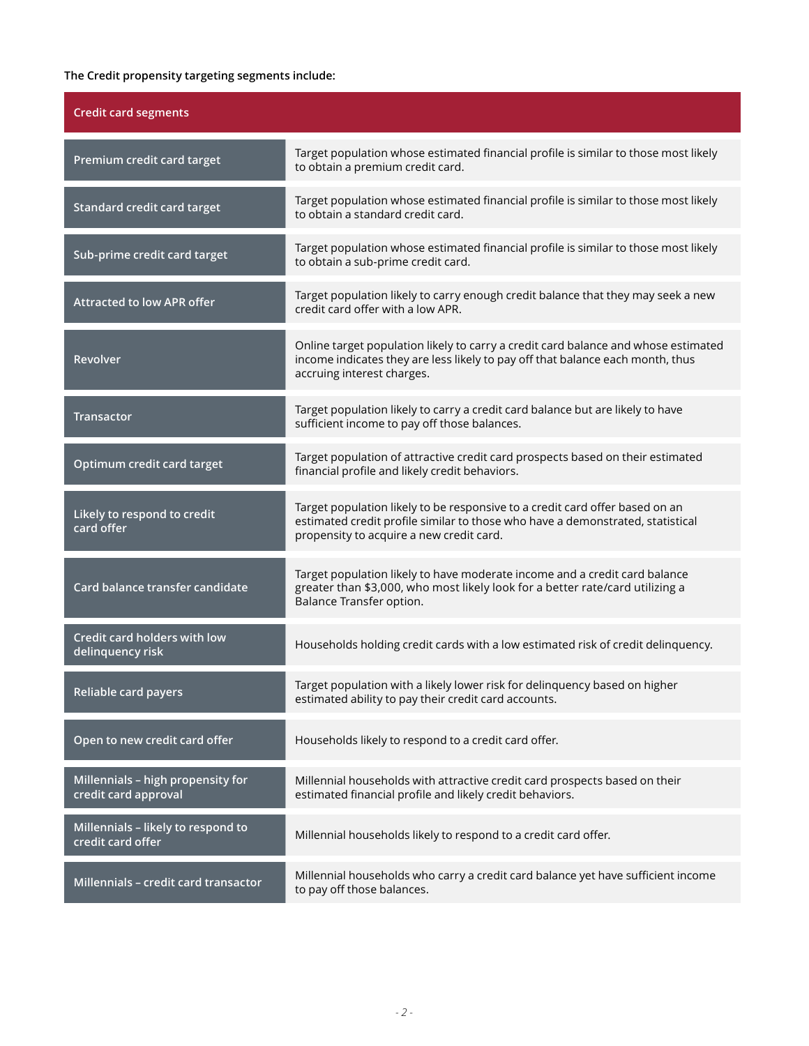**The Credit propensity targeting segments include:**

| Credit card segments | |
|---|---|
| Premium credit card target | Target population whose estimated financial profile is similar to those most likely to obtain a premium credit card. |
| Standard credit card target | Target population whose estimated financial profile is similar to those most likely to obtain a standard credit card. |
| Sub-prime credit card target | Target population whose estimated financial profile is similar to those most likely to obtain a sub-prime credit card. |
| Attracted to low APR offer | Target population likely to carry enough credit balance that they may seek a new credit card offer with a low APR. |
| Revolver | Online target population likely to carry a credit card balance and whose estimated income indicates they are less likely to pay off that balance each month, thus accruing interest charges. |
| Transactor | Target population likely to carry a credit card balance but are likely to have sufficient income to pay off those balances. |
| Optimum credit card target | Target population of attractive credit card prospects based on their estimated financial profile and likely credit behaviors. |
| Likely to respond to credit card offer | Target population likely to be responsive to a credit card offer based on an estimated credit profile similar to those who have a demonstrated, statistical propensity to acquire a new credit card. |
| Card balance transfer candidate | Target population likely to have moderate income and a credit card balance greater than $3,000, who most likely look for a better rate/card utilizing a Balance Transfer option. |
| Credit card holders with low delinquency risk | Households holding credit cards with a low estimated risk of credit delinquency. |
| Reliable card payers | Target population with a likely lower risk for delinquency based on higher estimated ability to pay their credit card accounts. |
| Open to new credit card offer | Households likely to respond to a credit card offer. |
| Millennials – high propensity for credit card approval | Millennial households with attractive credit card prospects based on their estimated financial profile and likely credit behaviors. |
| Millennials – likely to respond to credit card offer | Millennial households likely to respond to a credit card offer. |
| Millennials – credit card transactor | Millennial households who carry a credit card balance yet have sufficient income to pay off those balances. |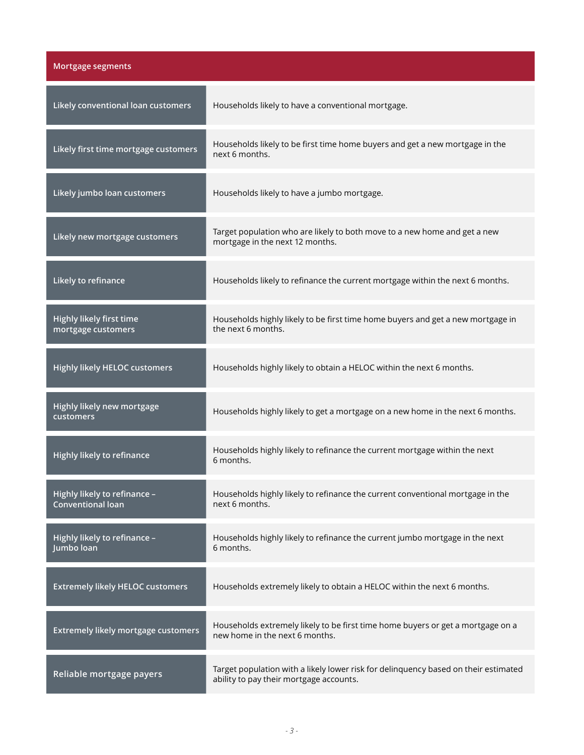| Mortgage segments | |
|---|---|
| Likely conventional loan customers | Households likely to have a conventional mortgage. |
| Likely first time mortgage customers | Households likely to be first time home buyers and get a new mortgage in the next 6 months. |
| Likely jumbo loan customers | Households likely to have a jumbo mortgage. |
| Likely new mortgage customers | Target population who are likely to both move to a new home and get a new mortgage in the next 12 months. |
| Likely to refinance | Households likely to refinance the current mortgage within the next 6 months. |
| Highly likely first time mortgage customers | Households highly likely to be first time home buyers and get a new mortgage in the next 6 months. |
| Highly likely HELOC customers | Households highly likely to obtain a HELOC within the next 6 months. |
| Highly likely new mortgage customers | Households highly likely to get a mortgage on a new home in the next 6 months. |
| Highly likely to refinance | Households highly likely to refinance the current mortgage within the next 6 months. |
| Highly likely to refinance – Conventional loan | Households highly likely to refinance the current conventional mortgage in the next 6 months. |
| Highly likely to refinance – Jumbo loan | Households highly likely to refinance the current jumbo mortgage in the next 6 months. |
| Extremely likely HELOC customers | Households extremely likely to obtain a HELOC within the next 6 months. |
| Extremely likely mortgage customers | Households extremely likely to be first time home buyers or get a mortgage on a new home in the next 6 months. |
| Reliable mortgage payers | Target population with a likely lower risk for delinquency based on their estimated ability to pay their mortgage accounts. |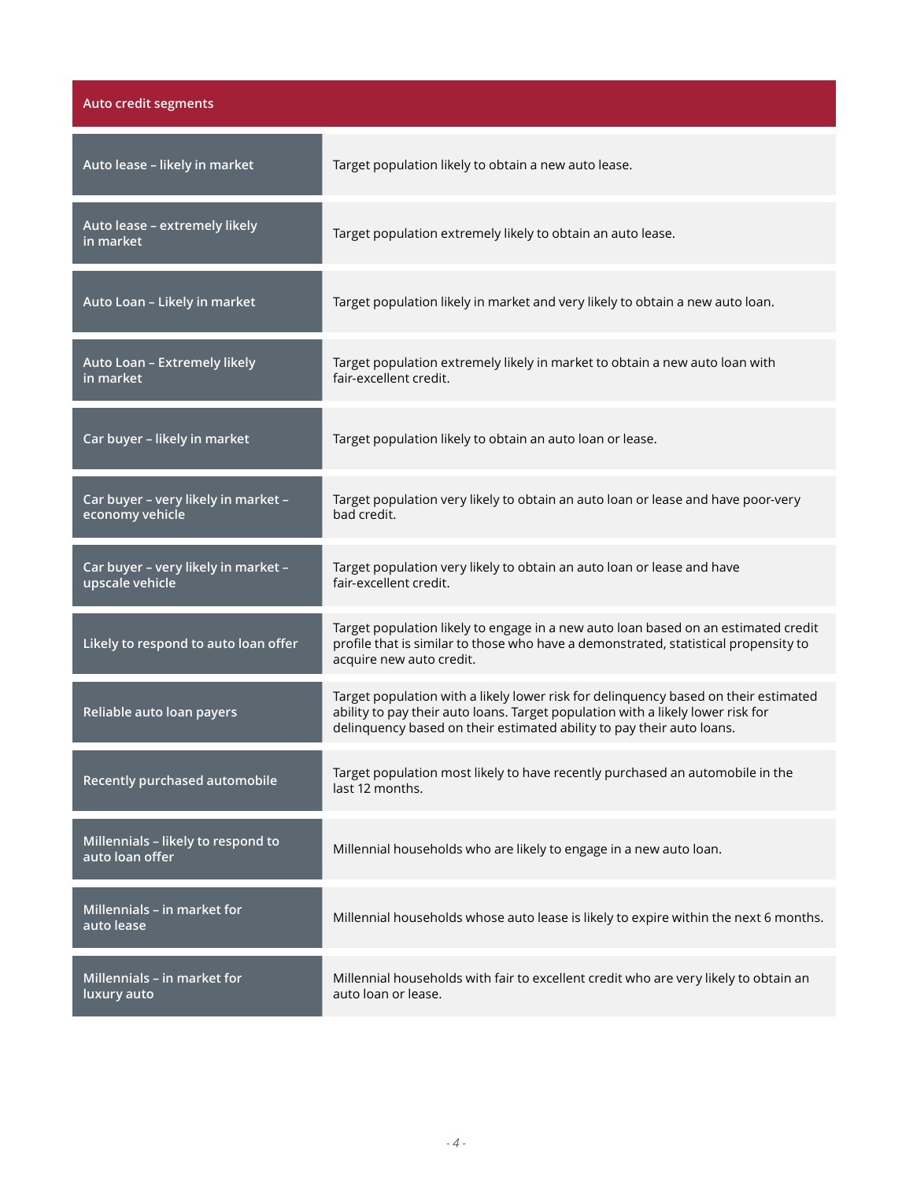| Auto credit segments | |
|---|---|
| Auto lease – likely in market | Target population likely to obtain a new auto lease. |
| Auto lease – extremely likely in market | Target population extremely likely to obtain an auto lease. |
| Auto Loan – Likely in market | Target population likely in market and very likely to obtain a new auto loan. |
| Auto Loan – Extremely likely in market | Target population extremely likely in market to obtain a new auto loan with fair-excellent credit. |
| Car buyer – likely in market | Target population likely to obtain an auto loan or lease. |
| Car buyer – very likely in market – economy vehicle | Target population very likely to obtain an auto loan or lease and have poor-very bad credit. |
| Car buyer – very likely in market – upscale vehicle | Target population very likely to obtain an auto loan or lease and have fair-excellent credit. |
| Likely to respond to auto loan offer | Target population likely to engage in a new auto loan based on an estimated credit profile that is similar to those who have a demonstrated, statistical propensity to acquire new auto credit. |
| Reliable auto loan payers | Target population with a likely lower risk for delinquency based on their estimated ability to pay their auto loans. Target population with a likely lower risk for delinquency based on their estimated ability to pay their auto loans. |
| Recently purchased automobile | Target population most likely to have recently purchased an automobile in the last 12 months. |
| Millennials – likely to respond to auto loan offer | Millennial households who are likely to engage in a new auto loan. |
| Millennials – in market for auto lease | Millennial households whose auto lease is likely to expire within the next 6 months. |
| Millennials – in market for luxury auto | Millennial households with fair to excellent credit who are very likely to obtain an auto loan or lease. |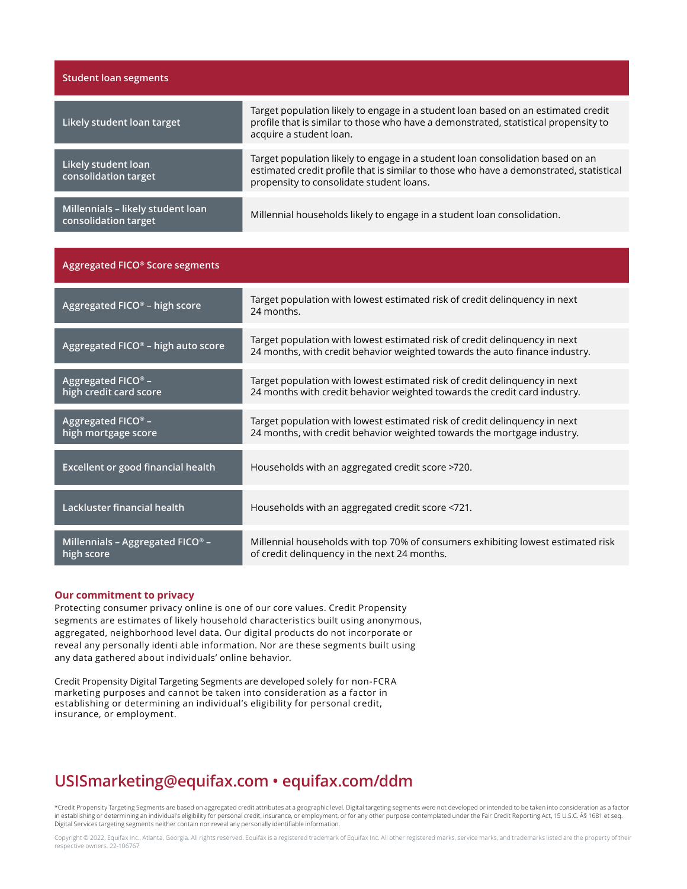| Student loan segments | |
|---|---|
| Likely student loan target | Target population likely to engage in a student loan based on an estimated credit profile that is similar to those who have a demonstrated, statistical propensity to acquire a student loan. |
| Likely student loan consolidation target | Target population likely to engage in a student loan consolidation based on an estimated credit profile that is similar to those who have a demonstrated, statistical propensity to consolidate student loans. |
| Millennials – likely student loan consolidation target | Millennial households likely to engage in a student loan consolidation. |

| Aggregated FICO® Score segments | |
|---|---|
| Aggregated FICO® – high score | Target population with lowest estimated risk of credit delinquency in next 24 months. |
| Aggregated FICO® – high auto score | Target population with lowest estimated risk of credit delinquency in next 24 months, with credit behavior weighted towards the auto finance industry. |
| Aggregated FICO® – high credit card score | Target population with lowest estimated risk of credit delinquency in next 24 months with credit behavior weighted towards the credit card industry. |
| Aggregated FICO® – high mortgage score | Target population with lowest estimated risk of credit delinquency in next 24 months, with credit behavior weighted towards the mortgage industry. |
| Excellent or good financial health | Households with an aggregated credit score >720. |
| Lackluster financial health | Households with an aggregated credit score <721. |
| Millennials – Aggregated FICO® – high score | Millennial households with top 70% of consumers exhibiting lowest estimated risk of credit delinquency in the next 24 months. |

## Our commitment to privacy

Protecting consumer privacy online is one of our core values. Credit Propensity segments are estimates of likely household characteristics built using anonymous, aggregated, neighborhood level data. Our digital products do not incorporate or reveal any personally identi able information. Nor are these segments built using any data gathered about individuals' online behavior.

Credit Propensity Digital Targeting Segments are developed solely for non-FCRA marketing purposes and cannot be taken into consideration as a factor in establishing or determining an individual's eligibility for personal credit, insurance, or employment.

## USISmarketing@equifax.com • equifax.com/ddm

*Credit Propensity Targeting Segments are based on aggregated credit attributes at a geographic level. Digital targeting segments were not developed or intended to be taken into consideration as a factor in establishing or determining an individual's eligibility for personal credit, insurance, or employment, or for any other purpose contemplated under the Fair Credit Reporting Act, 15 U.S.C. Â§ 1681 et seq. Digital Services targeting segments neither contain nor reveal any personally identifiable information.

Copyright © 2022, Equifax Inc., Atlanta, Georgia. All rights reserved. Equifax is a registered trademark of Equifax Inc. All other registered marks, service marks, and trademarks listed are the property of their respective owners. 22-106767